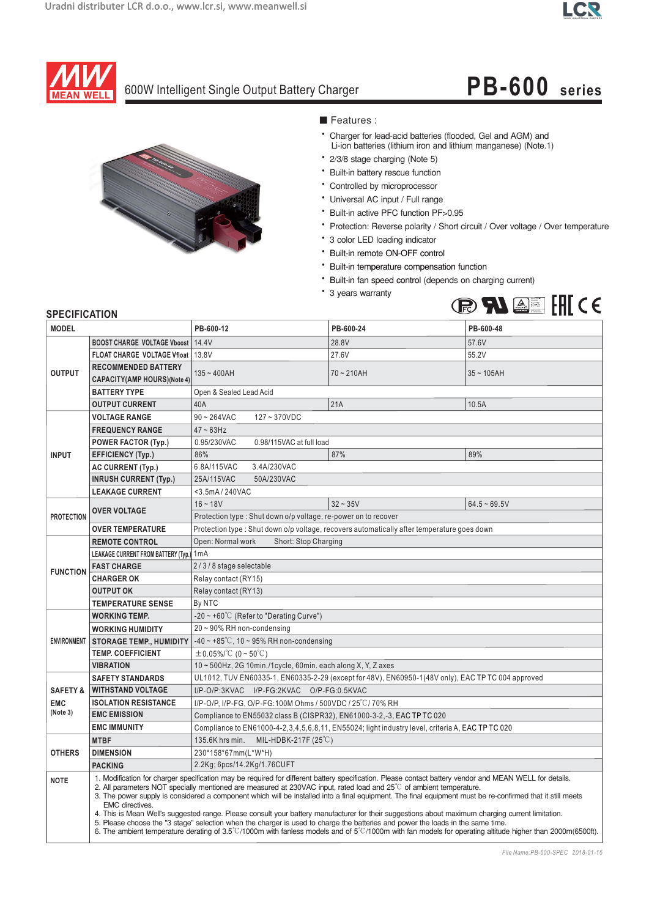# 600W Intelligent Single Output Battery Charger

## PB-600 series

■ Features :

- Charger for lead-acid batteries (flooded, Gel and AGM) and Li-ion batteries (lithium iron and lithium manganese) (Note.1)
- 2/3/8 stage charging (Note 5)
- Built-in battery rescue function
- Controlled by microprocessor
- Universal AC input / Full range
- Built-in active PFC function PF>0.95
- Protection: Reverse polarity / Short circuit / Over voltage / Over temperature
- 3 color LED loading indicator
- Built-in remote ON-OFF control
- Built-in temperature compensation function
- Built-in fan speed control (depends on charging current)
- 3 years warranty

## SPECIFICATION

| MODEL | | PB-600-12 | PB-600-24 | PB-600-48 |
|---|---|---|---|---|
| OUTPUT | BOOST CHARGE VOLTAGE Vboost | 14.4V | 28.8V | 57.6V |
| | FLOAT CHARGE VOLTAGE Vfloat | 13.8V | 27.6V | 55.2V |
| | RECOMMENDED BATTERY CAPACITY(AMP HOURS)(Note 4) | 135 ~ 400AH | 70 ~ 210AH | 35 ~ 105AH |
| | BATTERY TYPE | Open & Sealed Lead Acid | | |
| | OUTPUT CURRENT | 40A | 21A | 10.5A |
| INPUT | VOLTAGE RANGE | 90 ~ 264VAC 127 ~ 370VDC | | |
| | FREQUENCY RANGE | 47 ~ 63Hz | | |
| | POWER FACTOR (Typ.) | 0.95/230VAC 0.98/115VAC at full load | | |
| | EFFICIENCY (Typ.) | 86% | 87% | 89% |
| | AC CURRENT (Typ.) | 6.8A/115VAC 3.4A/230VAC | | |
| | INRUSH CURRENT (Typ.) | 25A/115VAC 50A/230VAC | | |
| | LEAKAGE CURRENT | <3.5mA / 240VAC | | |
| PROTECTION | OVER VOLTAGE | 16 ~ 18V | 32 ~ 35V | 64.5 ~ 69.5V |
| | | Protection type : Shut down o/p voltage, re-power on to recover | | |
| | OVER TEMPERATURE | Protection type : Shut down o/p voltage, recovers automatically after temperature goes down | | |
| FUNCTION | REMOTE CONTROL | Open: Normal work Short: Stop Charging | | |
| | LEAKAGE CURRENT FROM BATTERY (Typ.) | 1mA | | |
| | FAST CHARGE | 2 / 3 / 8 stage selectable | | |
| | CHARGER OK | Relay contact (RY15) | | |
| | OUTPUT OK | Relay contact (RY13) | | |
| | TEMPERATURE SENSE | By NTC | | |
| ENVIRONMENT | WORKING TEMP. | -20 ~ +60℃ (Refer to "Derating Curve") | | |
| | WORKING HUMIDITY | 20 ~ 90% RH non-condensing | | |
| | STORAGE TEMP., HUMIDITY | -40 ~ +85℃, 10 ~ 95% RH non-condensing | | |
| | TEMP. COEFFICIENT | ±0.05%/℃ (0 ~ 50℃) | | |
| | VIBRATION | 10 ~ 500Hz, 2G 10min./1cycle, 60min. each along X, Y, Z axes | | |
| SAFETY & EMC (Note 3) | SAFETY STANDARDS | UL1012, TUV EN60335-1, EN60335-2-29 (except for 48V), EN60950-1(48V only), EAC TP TC 004 approved | | |
| | WITHSTAND VOLTAGE | I/P-O/P:3KVAC I/P-FG:2KVAC O/P-FG:0.5KVAC | | |
| | ISOLATION RESISTANCE | I/P-O/P, I/P-FG, O/P-FG:100M Ohms / 500VDC / 25℃/ 70% RH | | |
| | EMC EMISSION | Compliance to EN55032 class B (CISPR32), EN61000-3-2,-3, EAC TP TC 020 | | |
| | EMC IMMUNITY | Compliance to EN61000-4-2,3,4,5,6,8,11, EN55024; light industry level, criteria A, EAC TP TC 020 | | |
| OTHERS | MTBF | 135.6K hrs min. MIL-HDBK-217F (25℃) | | |
| | DIMENSION | 230*158*67mm(L*W*H) | | |
| | PACKING | 2.2Kg; 6pcs/14.2Kg/1.76CUFT | | |

**NOTE**

1. Modification for charger specification may be required for different battery specification. Please contact battery vendor and MEAN WELL for details.
2. All parameters NOT specially mentioned are measured at 230VAC input, rated load and 25℃ of ambient temperature.
3. The power supply is considered a component which will be installed into a final equipment. The final equipment must be re-confirmed that it still meets EMC directives.
4. This is Mean Well's suggested range. Please consult your battery manufacturer for their suggestions about maximum charging current limitation.
5. Please choose the "3 stage" selection when the charger is used to charge the batteries and power the loads in the same time.
6. The ambient temperature derating of 3.5℃/1000m with fanless models and of 5℃/1000m with fan models for operating altitude higher than 2000m(6500ft).

*File Name:PB-600-SPEC 2018-01-15*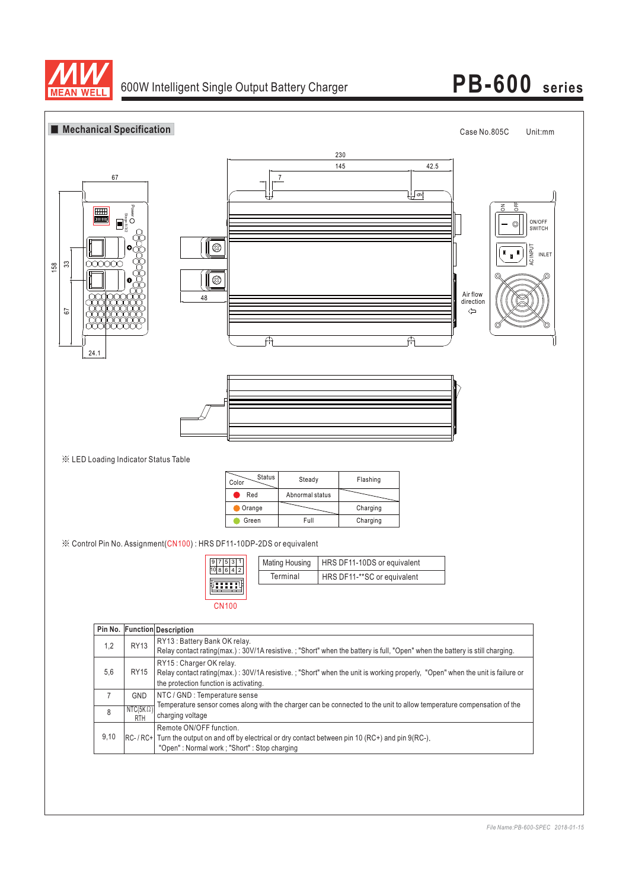## Mechanical Specification

Case No.805C Unit:mm

※ LED Loading Indicator Status Table

| Color \ Status | Steady | Flashing |
|---|---|---|
| Red | Abnormal status | |
| Orange | | Charging |
| Green | Full | Charging |

※ Control Pin No. Assignment(CN100) : HRS DF11-10DP-2DS or equivalent

| 9 | 7 | 5 | 3 | 1 |
|---|---|---|---|---|
| 10 | 8 | 6 | 4 | 2 |

CN100

| Mating Housing | HRS DF11-10DS or equivalent |
|---|---|
| Terminal | HRS DF11-**SC or equivalent |

| Pin No. | Function | Description |
|---|---|---|
| 1,2 | RY13 | RY13 : Battery Bank OK relay.<br>Relay contact rating(max.) : 30V/1A resistive. ; "Short" when the battery is full, "Open" when the battery is still charging. |
| 5,6 | RY15 | RY15 : Charger OK relay.<br>Relay contact rating(max.) : 30V/1A resistive. ; "Short" when the unit is working properly, "Open" when the unit is failure or the protection function is activating. |
| 7 | GND | NTC / GND : Temperature sense<br>Temperature sensor comes along with the charger can be connected to the unit to allow temperature compensation of the charging voltage |
| 8 | NTC(5KΩ) RTH | |
| 9,10 | RC- / RC+ | Remote ON/OFF function.<br>Turn the output on and off by electrical or dry contact between pin 10 (RC+) and pin 9(RC-).<br>"Open" : Normal work ; "Short" : Stop charging |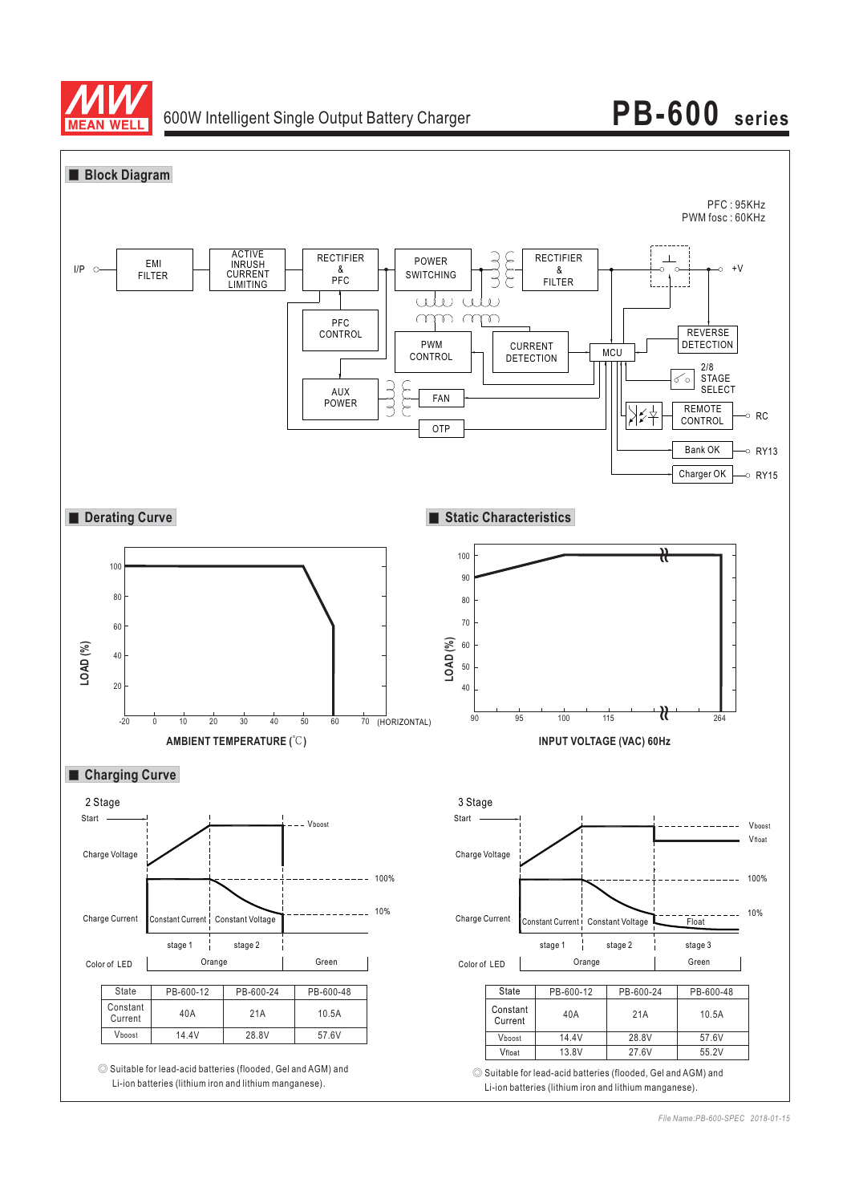# 600W Intelligent Single Output Battery Charger — PB-600 series

## Block Diagram

PFC : 95KHz
PWM fosc : 60KHz

I/P → EMI FILTER → ACTIVE INRUSH CURRENT LIMITING → RECTIFIER & PFC → POWER SWITCHING → RECTIFIER & FILTER → +V

PFC CONTROL, AUX POWER, PWM CONTROL, CURRENT DETECTION, MCU, FAN, OTP, REVERSE DETECTION, 2/8 STAGE SELECT, REMOTE CONTROL (RC), Bank OK (RY13), Charger OK (RY15)

## Derating Curve

LOAD (%) vs AMBIENT TEMPERATURE (℃) (HORIZONTAL)

X-axis: -20, 0, 10, 20, 30, 40, 50, 60, 70
Y-axis: 20, 40, 60, 80, 100

## Static Characteristics

LOAD (%) vs INPUT VOLTAGE (VAC) 60Hz

X-axis: 90, 95, 100, 115, 264
Y-axis: 40, 50, 60, 70, 80, 90, 100

## Charging Curve

### 2 Stage

Start; Charge Voltage; Vboost; Charge Current; 100%; 10%; Constant Current (stage 1); Constant Voltage (stage 2); Color of LED: Orange, Green

| State | PB-600-12 | PB-600-24 | PB-600-48 |
|---|---|---|---|
| Constant Current | 40A | 21A | 10.5A |
| Vboost | 14.4V | 28.8V | 57.6V |

◎ Suitable for lead-acid batteries (flooded, Gel and AGM) and Li-ion batteries (lithium iron and lithium manganese).

### 3 Stage

Start; Charge Voltage; Vboost; Vfloat; Charge Current; 100%; 10%; Constant Current (stage 1); Constant Voltage (stage 2); Float (stage 3); Color of LED: Orange, Green

| State | PB-600-12 | PB-600-24 | PB-600-48 |
|---|---|---|---|
| Constant Current | 40A | 21A | 10.5A |
| Vboost | 14.4V | 28.8V | 57.6V |
| Vfloat | 13.8V | 27.6V | 55.2V |

◎ Suitable for lead-acid batteries (flooded, Gel and AGM) and Li-ion batteries (lithium iron and lithium manganese).

*File Name:PB-600-SPEC 2018-01-15*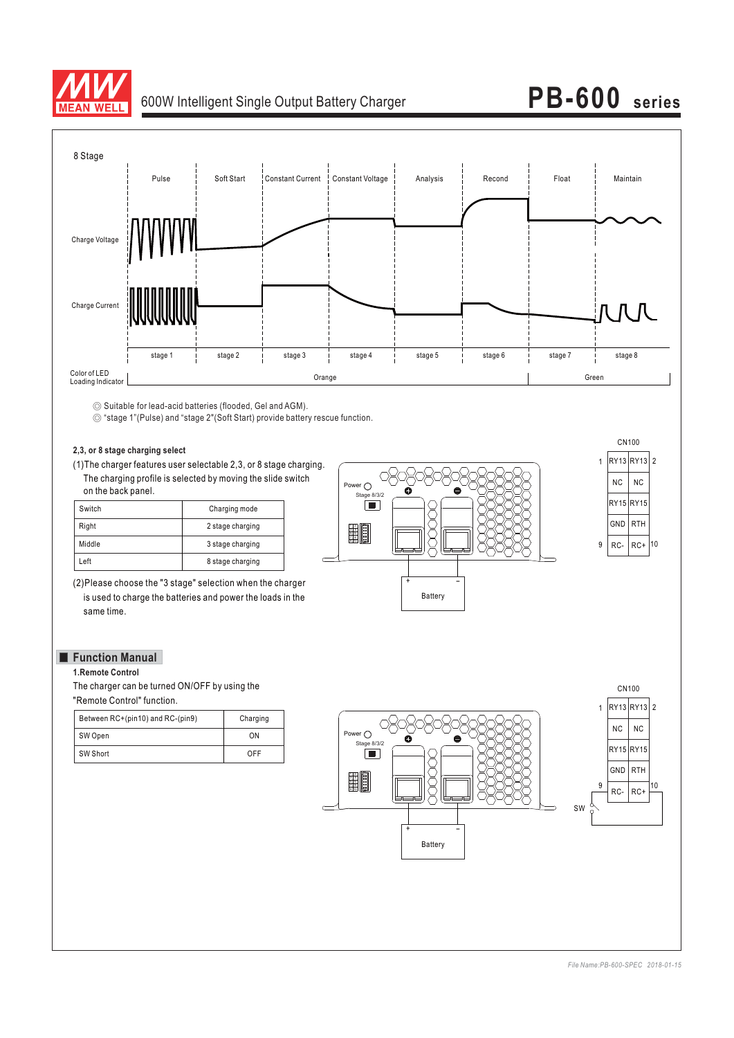8 Stage

| | Pulse | Soft Start | Constant Current | Constant Voltage | Analysis | Recond | Float | Maintain |
|---|---|---|---|---|---|---|---|---|
| | stage 1 | stage 2 | stage 3 | stage 4 | stage 5 | stage 6 | stage 7 | stage 8 |
| Color of LED Loading Indicator | Orange | | | | | | Green | |

Charge Voltage

Charge Current

◎ Suitable for lead-acid batteries (flooded, Gel and AGM).
◎ "stage 1"(Pulse) and "stage 2"(Soft Start) provide battery rescue function.

**2,3, or 8 stage charging select**

(1)The charger features user selectable 2,3, or 8 stage charging. The charging profile is selected by moving the slide switch on the back panel.

| Switch | Charging mode |
|---|---|
| Right | 2 stage charging |
| Middle | 3 stage charging |
| Left | 8 stage charging |

(2)Please choose the "3 stage" selection when the charger is used to charge the batteries and power the loads in the same time.

Power
Stage 8/3/2
Battery

CN100

| 1 | RY13 | RY13 | 2 |
|---|---|---|---|
| | NC | NC | |
| | RY15 | RY15 | |
| | GND | RTH | |
| 9 | RC- | RC+ | 10 |

## Function Manual

**1.Remote Control**

The charger can be turned ON/OFF by using the "Remote Control" function.

| Between RC+(pin10) and RC-(pin9) | Charging |
|---|---|
| SW Open | ON |
| SW Short | OFF |

Power
Stage 8/3/2
Battery

CN100

| 1 | RY13 | RY13 | 2 |
|---|---|---|---|
| | NC | NC | |
| | RY15 | RY15 | |
| | GND | RTH | |
| 9 | RC- | RC+ | 10 |

SW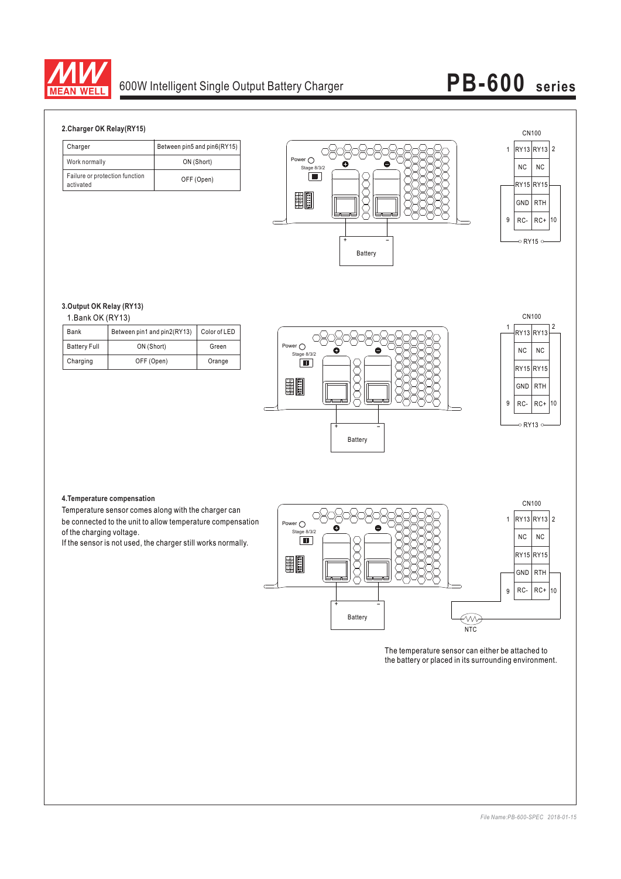#### 2.Charger OK Relay(RY15)

| Charger | Between pin5 and pin6(RY15) |
|---|---|
| Work normally | ON (Short) |
| Failure or protection function activated | OFF (Open) |

Power
Stage 8/3/2
Battery
+ −

CN100

| | | | |
|---|---|---|---|
| 1 | RY13 | RY13 | 2 |
| | NC | NC | |
| | RY15 | RY15 | |
| | GND | RTH | |
| 9 | RC- | RC+ | 10 |

RY15

#### 3.Output OK Relay (RY13)

1.Bank OK (RY13)

| Bank | Between pin1 and pin2(RY13) | Color of LED |
|---|---|---|
| Battery Full | ON (Short) | Green |
| Charging | OFF (Open) | Orange |

Power
Stage 8/3/2
Battery
+ −

CN100

| | | | |
|---|---|---|---|
| 1 | RY13 | RY13 | 2 |
| | NC | NC | |
| | RY15 | RY15 | |
| | GND | RTH | |
| 9 | RC- | RC+ | 10 |

RY13

#### 4.Temperature compensation

Temperature sensor comes along with the charger can be connected to the unit to allow temperature compensation of the charging voltage.
If the sensor is not used, the charger still works normally.

Power
Stage 8/3/2
Battery
+ −

CN100

| | | | |
|---|---|---|---|
| 1 | RY13 | RY13 | 2 |
| | NC | NC | |
| | RY15 | RY15 | |
| | GND | RTH | |
| 9 | RC- | RC+ | 10 |

NTC

The temperature sensor can either be attached to the battery or placed in its surrounding environment.